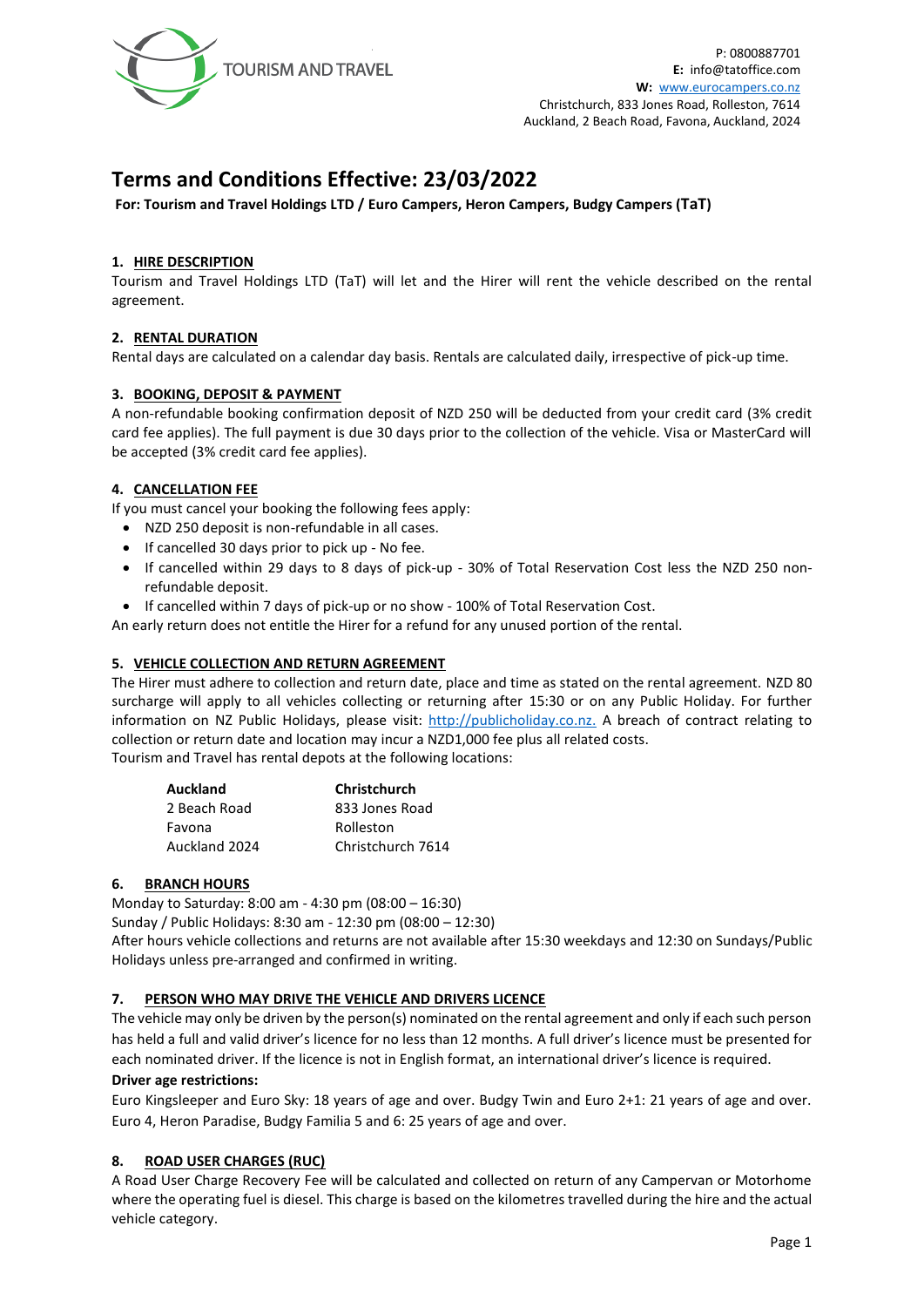TOURISM AND TRAVEL

P: 0800887701
**E:** info@tatoffice.com
**W:** www.eurocampers.co.nz
Christchurch, 833 Jones Road, Rolleston, 7614
Auckland, 2 Beach Road, Favona, Auckland, 2024

# Terms and Conditions Effective: 23/03/2022

**For: Tourism and Travel Holdings LTD / Euro Campers, Heron Campers, Budgy Campers (TaT)**

## 1. HIRE DESCRIPTION

Tourism and Travel Holdings LTD (TaT) will let and the Hirer will rent the vehicle described on the rental agreement.

## 2. RENTAL DURATION

Rental days are calculated on a calendar day basis. Rentals are calculated daily, irrespective of pick-up time.

## 3. BOOKING, DEPOSIT & PAYMENT

A non-refundable booking confirmation deposit of NZD 250 will be deducted from your credit card (3% credit card fee applies). The full payment is due 30 days prior to the collection of the vehicle. Visa or MasterCard will be accepted (3% credit card fee applies).

## 4. CANCELLATION FEE

If you must cancel your booking the following fees apply:

- NZD 250 deposit is non-refundable in all cases.
- If cancelled 30 days prior to pick up - No fee.
- If cancelled within 29 days to 8 days of pick-up - 30% of Total Reservation Cost less the NZD 250 non-refundable deposit.
- If cancelled within 7 days of pick-up or no show - 100% of Total Reservation Cost.

An early return does not entitle the Hirer for a refund for any unused portion of the rental.

## 5. VEHICLE COLLECTION AND RETURN AGREEMENT

The Hirer must adhere to collection and return date, place and time as stated on the rental agreement. NZD 80 surcharge will apply to all vehicles collecting or returning after 15:30 or on any Public Holiday. For further information on NZ Public Holidays, please visit: http://publicholiday.co.nz. A breach of contract relating to collection or return date and location may incur a NZD1,000 fee plus all related costs.

Tourism and Travel has rental depots at the following locations:

| **Auckland** | **Christchurch** |
| --- | --- |
| 2 Beach Road | 833 Jones Road |
| Favona | Rolleston |
| Auckland 2024 | Christchurch 7614 |

## 6. BRANCH HOURS

Monday to Saturday: 8:00 am - 4:30 pm (08:00 – 16:30)
Sunday / Public Holidays: 8:30 am - 12:30 pm (08:00 – 12:30)
After hours vehicle collections and returns are not available after 15:30 weekdays and 12:30 on Sundays/Public Holidays unless pre-arranged and confirmed in writing.

## 7. PERSON WHO MAY DRIVE THE VEHICLE AND DRIVERS LICENCE

The vehicle may only be driven by the person(s) nominated on the rental agreement and only if each such person has held a full and valid driver's licence for no less than 12 months. A full driver's licence must be presented for each nominated driver. If the licence is not in English format, an international driver's licence is required.

**Driver age restrictions:**

Euro Kingsleeper and Euro Sky: 18 years of age and over. Budgy Twin and Euro 2+1: 21 years of age and over. Euro 4, Heron Paradise, Budgy Familia 5 and 6: 25 years of age and over.

## 8. ROAD USER CHARGES (RUC)

A Road User Charge Recovery Fee will be calculated and collected on return of any Campervan or Motorhome where the operating fuel is diesel. This charge is based on the kilometres travelled during the hire and the actual vehicle category.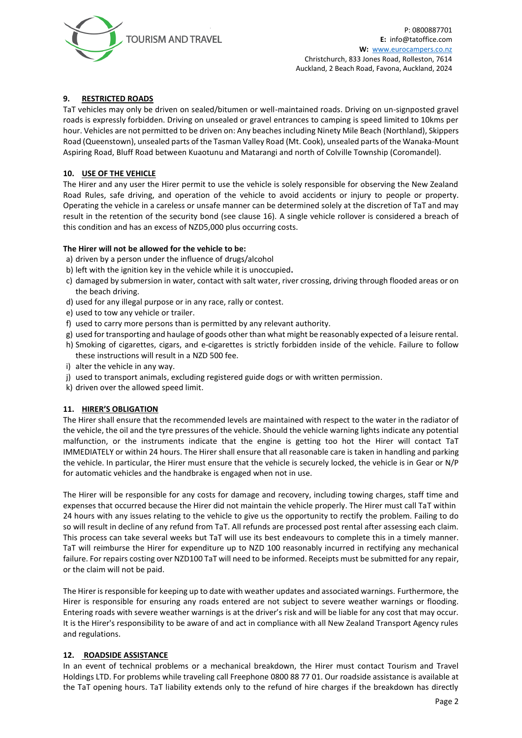## 9. RESTRICTED ROADS

TaT vehicles may only be driven on sealed/bitumen or well-maintained roads. Driving on un-signposted gravel roads is expressly forbidden. Driving on unsealed or gravel entrances to camping is speed limited to 10kms per hour. Vehicles are not permitted to be driven on: Any beaches including Ninety Mile Beach (Northland), Skippers Road (Queenstown), unsealed parts of the Tasman Valley Road (Mt. Cook), unsealed parts of the Wanaka-Mount Aspiring Road, Bluff Road between Kuaotunu and Matarangi and north of Colville Township (Coromandel).

## 10. USE OF THE VEHICLE

The Hirer and any user the Hirer permit to use the vehicle is solely responsible for observing the New Zealand Road Rules, safe driving, and operation of the vehicle to avoid accidents or injury to people or property. Operating the vehicle in a careless or unsafe manner can be determined solely at the discretion of TaT and may result in the retention of the security bond (see clause 16). A single vehicle rollover is considered a breach of this condition and has an excess of NZD5,000 plus occurring costs.

**The Hirer will not be allowed for the vehicle to be:**

a) driven by a person under the influence of drugs/alcohol
b) left with the ignition key in the vehicle while it is unoccupied**.**
c) damaged by submersion in water, contact with salt water, river crossing, driving through flooded areas or on the beach driving.
d) used for any illegal purpose or in any race, rally or contest.
e) used to tow any vehicle or trailer.
f) used to carry more persons than is permitted by any relevant authority.
g) used for transporting and haulage of goods other than what might be reasonably expected of a leisure rental.
h) Smoking of cigarettes, cigars, and e-cigarettes is strictly forbidden inside of the vehicle. Failure to follow these instructions will result in a NZD 500 fee.
i) alter the vehicle in any way.
j) used to transport animals, excluding registered guide dogs or with written permission.
k) driven over the allowed speed limit.

## 11. HIRER'S OBLIGATION

The Hirer shall ensure that the recommended levels are maintained with respect to the water in the radiator of the vehicle, the oil and the tyre pressures of the vehicle. Should the vehicle warning lights indicate any potential malfunction, or the instruments indicate that the engine is getting too hot the Hirer will contact TaT IMMEDIATELY or within 24 hours. The Hirer shall ensure that all reasonable care is taken in handling and parking the vehicle. In particular, the Hirer must ensure that the vehicle is securely locked, the vehicle is in Gear or N/P for automatic vehicles and the handbrake is engaged when not in use.

The Hirer will be responsible for any costs for damage and recovery, including towing charges, staff time and expenses that occurred because the Hirer did not maintain the vehicle properly. The Hirer must call TaT within 24 hours with any issues relating to the vehicle to give us the opportunity to rectify the problem. Failing to do so will result in decline of any refund from TaT. All refunds are processed post rental after assessing each claim. This process can take several weeks but TaT will use its best endeavours to complete this in a timely manner. TaT will reimburse the Hirer for expenditure up to NZD 100 reasonably incurred in rectifying any mechanical failure. For repairs costing over NZD100 TaT will need to be informed. Receipts must be submitted for any repair, or the claim will not be paid.

The Hirer is responsible for keeping up to date with weather updates and associated warnings. Furthermore, the Hirer is responsible for ensuring any roads entered are not subject to severe weather warnings or flooding. Entering roads with severe weather warnings is at the driver's risk and will be liable for any cost that may occur. It is the Hirer's responsibility to be aware of and act in compliance with all New Zealand Transport Agency rules and regulations.

## 12. ROADSIDE ASSISTANCE

In an event of technical problems or a mechanical breakdown, the Hirer must contact Tourism and Travel Holdings LTD. For problems while traveling call Freephone 0800 88 77 01. Our roadside assistance is available at the TaT opening hours. TaT liability extends only to the refund of hire charges if the breakdown has directly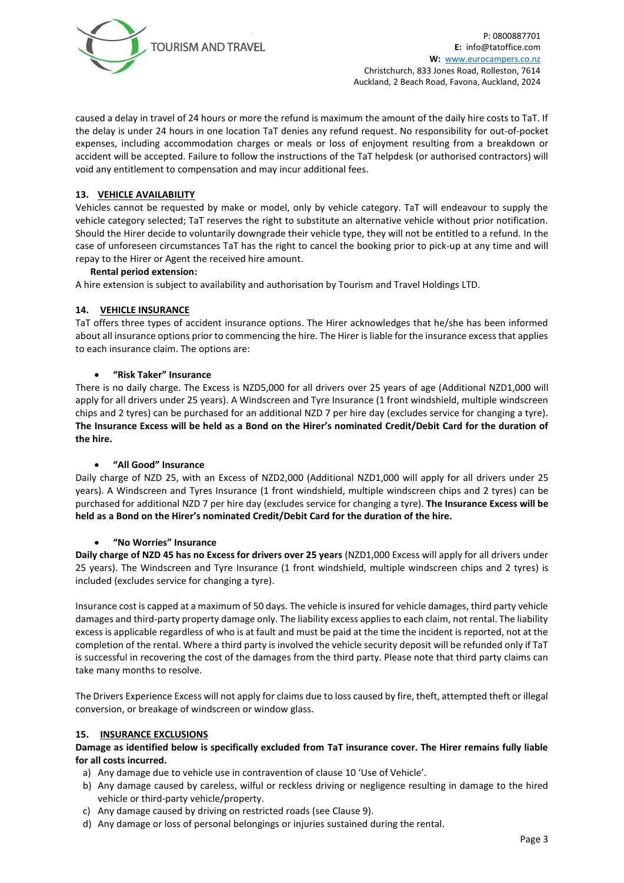caused a delay in travel of 24 hours or more the refund is maximum the amount of the daily hire costs to TaT. If the delay is under 24 hours in one location TaT denies any refund request. No responsibility for out-of-pocket expenses, including accommodation charges or meals or loss of enjoyment resulting from a breakdown or accident will be accepted. Failure to follow the instructions of the TaT helpdesk (or authorised contractors) will void any entitlement to compensation and may incur additional fees.

## 13. VEHICLE AVAILABILITY

Vehicles cannot be requested by make or model, only by vehicle category. TaT will endeavour to supply the vehicle category selected; TaT reserves the right to substitute an alternative vehicle without prior notification. Should the Hirer decide to voluntarily downgrade their vehicle type, they will not be entitled to a refund. In the case of unforeseen circumstances TaT has the right to cancel the booking prior to pick-up at any time and will repay to the Hirer or Agent the received hire amount.

**Rental period extension:**

A hire extension is subject to availability and authorisation by Tourism and Travel Holdings LTD.

## 14. VEHICLE INSURANCE

TaT offers three types of accident insurance options. The Hirer acknowledges that he/she has been informed about all insurance options prior to commencing the hire. The Hirer is liable for the insurance excess that applies to each insurance claim. The options are:

- **"Risk Taker" Insurance**

There is no daily charge. The Excess is NZD5,000 for all drivers over 25 years of age (Additional NZD1,000 will apply for all drivers under 25 years). A Windscreen and Tyre Insurance (1 front windshield, multiple windscreen chips and 2 tyres) can be purchased for an additional NZD 7 per hire day (excludes service for changing a tyre). **The Insurance Excess will be held as a Bond on the Hirer's nominated Credit/Debit Card for the duration of the hire.**

- **"All Good" Insurance**

Daily charge of NZD 25, with an Excess of NZD2,000 (Additional NZD1,000 will apply for all drivers under 25 years). A Windscreen and Tyres Insurance (1 front windshield, multiple windscreen chips and 2 tyres) can be purchased for additional NZD 7 per hire day (excludes service for changing a tyre). **The Insurance Excess will be held as a Bond on the Hirer's nominated Credit/Debit Card for the duration of the hire.**

- **"No Worries" Insurance**

**Daily charge of NZD 45 has no Excess for drivers over 25 years** (NZD1,000 Excess will apply for all drivers under 25 years). The Windscreen and Tyre Insurance (1 front windshield, multiple windscreen chips and 2 tyres) is included (excludes service for changing a tyre).

Insurance cost is capped at a maximum of 50 days. The vehicle is insured for vehicle damages, third party vehicle damages and third-party property damage only. The liability excess applies to each claim, not rental. The liability excess is applicable regardless of who is at fault and must be paid at the time the incident is reported, not at the completion of the rental. Where a third party is involved the vehicle security deposit will be refunded only if TaT is successful in recovering the cost of the damages from the third party. Please note that third party claims can take many months to resolve.

The Drivers Experience Excess will not apply for claims due to loss caused by fire, theft, attempted theft or illegal conversion, or breakage of windscreen or window glass.

## 15. INSURANCE EXCLUSIONS

**Damage as identified below is specifically excluded from TaT insurance cover. The Hirer remains fully liable for all costs incurred.**

a) Any damage due to vehicle use in contravention of clause 10 'Use of Vehicle'.
b) Any damage caused by careless, wilful or reckless driving or negligence resulting in damage to the hired vehicle or third-party vehicle/property.
c) Any damage caused by driving on restricted roads (see Clause 9).
d) Any damage or loss of personal belongings or injuries sustained during the rental.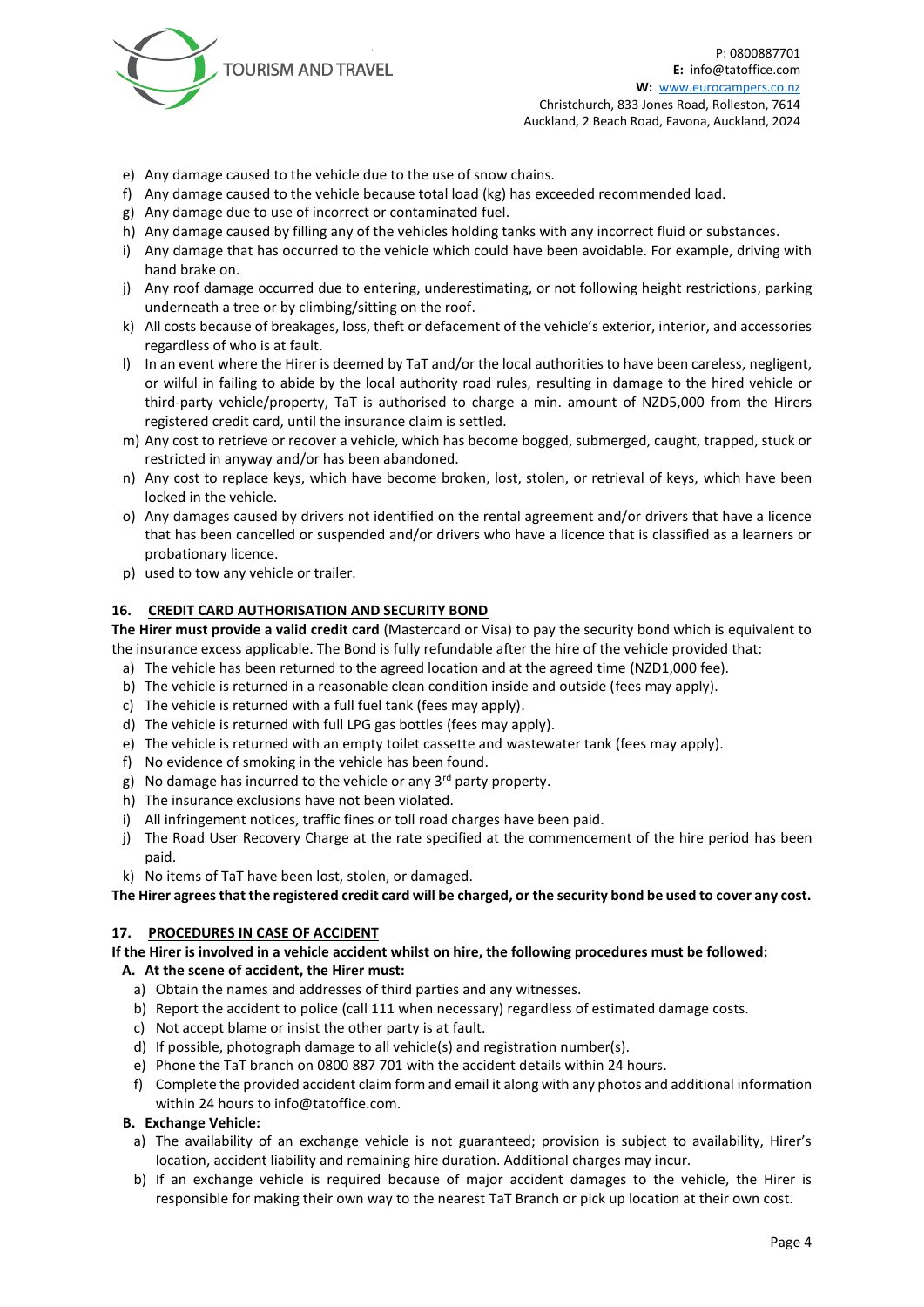e) Any damage caused to the vehicle due to the use of snow chains.
f) Any damage caused to the vehicle because total load (kg) has exceeded recommended load.
g) Any damage due to use of incorrect or contaminated fuel.
h) Any damage caused by filling any of the vehicles holding tanks with any incorrect fluid or substances.
i) Any damage that has occurred to the vehicle which could have been avoidable. For example, driving with hand brake on.
j) Any roof damage occurred due to entering, underestimating, or not following height restrictions, parking underneath a tree or by climbing/sitting on the roof.
k) All costs because of breakages, loss, theft or defacement of the vehicle's exterior, interior, and accessories regardless of who is at fault.
l) In an event where the Hirer is deemed by TaT and/or the local authorities to have been careless, negligent, or wilful in failing to abide by the local authority road rules, resulting in damage to the hired vehicle or third-party vehicle/property, TaT is authorised to charge a min. amount of NZD5,000 from the Hirers registered credit card, until the insurance claim is settled.
m) Any cost to retrieve or recover a vehicle, which has become bogged, submerged, caught, trapped, stuck or restricted in anyway and/or has been abandoned.
n) Any cost to replace keys, which have become broken, lost, stolen, or retrieval of keys, which have been locked in the vehicle.
o) Any damages caused by drivers not identified on the rental agreement and/or drivers that have a licence that has been cancelled or suspended and/or drivers who have a licence that is classified as a learners or probationary licence.
p) used to tow any vehicle or trailer.

## 16. CREDIT CARD AUTHORISATION AND SECURITY BOND

**The Hirer must provide a valid credit card** (Mastercard or Visa) to pay the security bond which is equivalent to the insurance excess applicable. The Bond is fully refundable after the hire of the vehicle provided that:

a) The vehicle has been returned to the agreed location and at the agreed time (NZD1,000 fee).
b) The vehicle is returned in a reasonable clean condition inside and outside (fees may apply).
c) The vehicle is returned with a full fuel tank (fees may apply).
d) The vehicle is returned with full LPG gas bottles (fees may apply).
e) The vehicle is returned with an empty toilet cassette and wastewater tank (fees may apply).
f) No evidence of smoking in the vehicle has been found.
g) No damage has incurred to the vehicle or any 3rd party property.
h) The insurance exclusions have not been violated.
i) All infringement notices, traffic fines or toll road charges have been paid.
j) The Road User Recovery Charge at the rate specified at the commencement of the hire period has been paid.
k) No items of TaT have been lost, stolen, or damaged.

**The Hirer agrees that the registered credit card will be charged, or the security bond be used to cover any cost.**

## 17. PROCEDURES IN CASE OF ACCIDENT

**If the Hirer is involved in a vehicle accident whilst on hire, the following procedures must be followed:**

**A. At the scene of accident, the Hirer must:**

a) Obtain the names and addresses of third parties and any witnesses.
b) Report the accident to police (call 111 when necessary) regardless of estimated damage costs.
c) Not accept blame or insist the other party is at fault.
d) If possible, photograph damage to all vehicle(s) and registration number(s).
e) Phone the TaT branch on 0800 887 701 with the accident details within 24 hours.
f) Complete the provided accident claim form and email it along with any photos and additional information within 24 hours to info@tatoffice.com.

**B. Exchange Vehicle:**

a) The availability of an exchange vehicle is not guaranteed; provision is subject to availability, Hirer's location, accident liability and remaining hire duration. Additional charges may incur.
b) If an exchange vehicle is required because of major accident damages to the vehicle, the Hirer is responsible for making their own way to the nearest TaT Branch or pick up location at their own cost.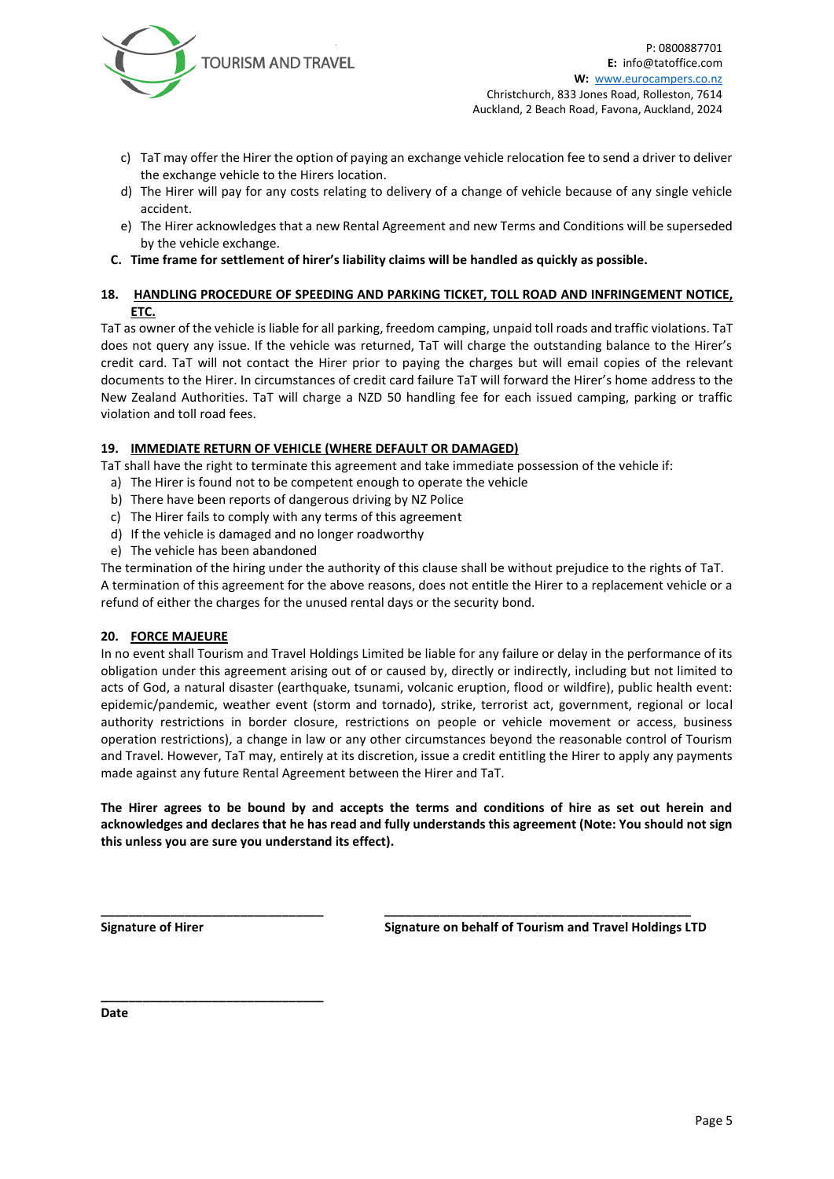c) TaT may offer the Hirer the option of paying an exchange vehicle relocation fee to send a driver to deliver the exchange vehicle to the Hirers location.
d) The Hirer will pay for any costs relating to delivery of a change of vehicle because of any single vehicle accident.
e) The Hirer acknowledges that a new Rental Agreement and new Terms and Conditions will be superseded by the vehicle exchange.

**C. Time frame for settlement of hirer's liability claims will be handled as quickly as possible.**

## 18. HANDLING PROCEDURE OF SPEEDING AND PARKING TICKET, TOLL ROAD AND INFRINGEMENT NOTICE, ETC.

TaT as owner of the vehicle is liable for all parking, freedom camping, unpaid toll roads and traffic violations. TaT does not query any issue. If the vehicle was returned, TaT will charge the outstanding balance to the Hirer's credit card. TaT will not contact the Hirer prior to paying the charges but will email copies of the relevant documents to the Hirer. In circumstances of credit card failure TaT will forward the Hirer's home address to the New Zealand Authorities. TaT will charge a NZD 50 handling fee for each issued camping, parking or traffic violation and toll road fees.

## 19. IMMEDIATE RETURN OF VEHICLE (WHERE DEFAULT OR DAMAGED)

TaT shall have the right to terminate this agreement and take immediate possession of the vehicle if:

a) The Hirer is found not to be competent enough to operate the vehicle
b) There have been reports of dangerous driving by NZ Police
c) The Hirer fails to comply with any terms of this agreement
d) If the vehicle is damaged and no longer roadworthy
e) The vehicle has been abandoned

The termination of the hiring under the authority of this clause shall be without prejudice to the rights of TaT. A termination of this agreement for the above reasons, does not entitle the Hirer to a replacement vehicle or a refund of either the charges for the unused rental days or the security bond.

## 20. FORCE MAJEURE

In no event shall Tourism and Travel Holdings Limited be liable for any failure or delay in the performance of its obligation under this agreement arising out of or caused by, directly or indirectly, including but not limited to acts of God, a natural disaster (earthquake, tsunami, volcanic eruption, flood or wildfire), public health event: epidemic/pandemic, weather event (storm and tornado), strike, terrorist act, government, regional or local authority restrictions in border closure, restrictions on people or vehicle movement or access, business operation restrictions), a change in law or any other circumstances beyond the reasonable control of Tourism and Travel. However, TaT may, entirely at its discretion, issue a credit entitling the Hirer to apply any payments made against any future Rental Agreement between the Hirer and TaT.

**The Hirer agrees to be bound by and accepts the terms and conditions of hire as set out herein and acknowledges and declares that he has read and fully understands this agreement (Note: You should not sign this unless you are sure you understand its effect).**

______________________________
**Signature of Hirer**

______________________________
**Signature on behalf of Tourism and Travel Holdings LTD**

______________________________
**Date**